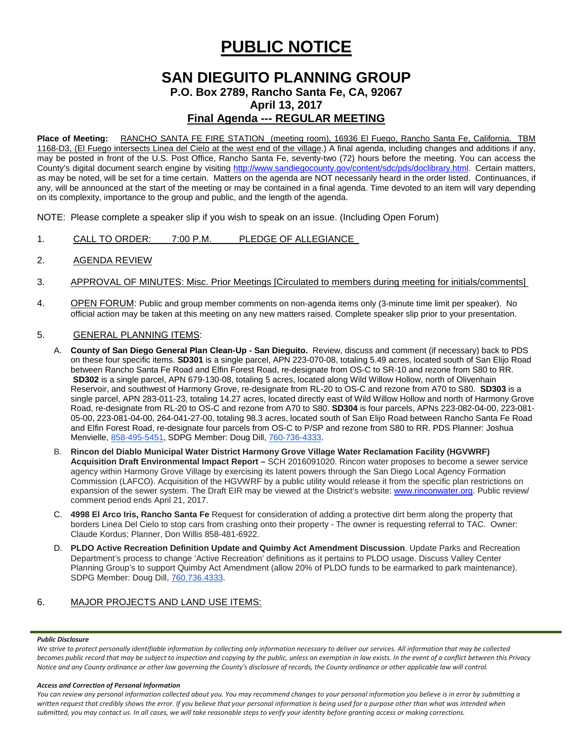# PUBLIC NOTICE

## SAN DIEGUITO PLANNING GROUP

### P.O. Box 2789, Rancho Santa Fe, CA, 92067

### April 13, 2017

### Final Agenda --- REGULAR MEETING

**Place of Meeting:** RANCHO SANTA FE FIRE STATION (meeting room), 16936 El Fuego, Rancho Santa Fe, California. TBM 1168-D3, (El Fuego intersects Linea del Cielo at the west end of the village.) A final agenda, including changes and additions if any, may be posted in front of the U.S. Post Office, Rancho Santa Fe, seventy-two (72) hours before the meeting. You can access the County's digital document search engine by visiting http://www.sandiegocounty.gov/content/sdc/pds/doclibrary.html. Certain matters, as may be noted, will be set for a time certain. Matters on the agenda are NOT necessarily heard in the order listed. Continuances, if any, will be announced at the start of the meeting or may be contained in a final agenda. Time devoted to an item will vary depending on its complexity, importance to the group and public, and the length of the agenda.

NOTE: Please complete a speaker slip if you wish to speak on an issue. (Including Open Forum)

1. CALL TO ORDER: 7:00 P.M. PLEDGE OF ALLEGIANCE

2. AGENDA REVIEW

3. APPROVAL OF MINUTES: Misc. Prior Meetings [Circulated to members during meeting for initials/comments]

4. OPEN FORUM: Public and group member comments on non-agenda items only (3-minute time limit per speaker). No official action may be taken at this meeting on any new matters raised. Complete speaker slip prior to your presentation.

5. GENERAL PLANNING ITEMS:

   A. **County of San Diego General Plan Clean-Up - San Dieguito.** Review, discuss and comment (if necessary) back to PDS on these four specific items. **SD301** is a single parcel, APN 223-070-08, totaling 5.49 acres, located south of San Elijo Road between Rancho Santa Fe Road and Elfin Forest Road, re-designate from OS-C to SR-10 and rezone from S80 to RR. **SD302** is a single parcel, APN 679-130-08, totaling 5 acres, located along Wild Willow Hollow, north of Olivenhain Reservoir, and southwest of Harmony Grove, re-designate from RL-20 to OS-C and rezone from A70 to S80. **SD303** is a single parcel, APN 283-011-23, totaling 14.27 acres, located directly east of Wild Willow Hollow and north of Harmony Grove Road, re-designate from RL-20 to OS-C and rezone from A70 to S80. **SD304** is four parcels, APNs 223-082-04-00, 223-081-05-00, 223-081-04-00, 264-041-27-00, totaling 98.3 acres, located south of San Elijo Road between Rancho Santa Fe Road and Elfin Forest Road, re-designate four parcels from OS-C to P/SP and rezone from S80 to RR. PDS Planner: Joshua Menvielle, 858-495-5451, SDPG Member: Doug Dill, 760-736-4333.

   B. **Rincon del Diablo Municipal Water District Harmony Grove Village Water Reclamation Facility (HGVWRF) Acquisition Draft Environmental Impact Report –** SCH 2016091020. Rincon water proposes to become a sewer service agency within Harmony Grove Village by exercising its latent powers through the San Diego Local Agency Formation Commission (LAFCO). Acquisition of the HGVWRF by a public utility would release it from the specific plan restrictions on expansion of the sewer system. The Draft EIR may be viewed at the District's website: www.rinconwater.org. Public review/ comment period ends April 21, 2017.

   C. **4998 El Arco Iris, Rancho Santa Fe** Request for consideration of adding a protective dirt berm along the property that borders Linea Del Cielo to stop cars from crashing onto their property - The owner is requesting referral to TAC. Owner: Claude Kordus; Planner, Don Willis 858-481-6922.

   D. **PLDO Active Recreation Definition Update and Quimby Act Amendment Discussion**. Update Parks and Recreation Department's process to change 'Active Recreation' definitions as it pertains to PLDO usage. Discuss Valley Center Planning Group's to support Quimby Act Amendment (allow 20% of PLDO funds to be earmarked to park maintenance). SDPG Member: Doug Dill, 760.736.4333.

6. MAJOR PROJECTS AND LAND USE ITEMS:

***Public Disclosure***

*We strive to protect personally identifiable information by collecting only information necessary to deliver our services. All information that may be collected becomes public record that may be subject to inspection and copying by the public, unless an exemption in law exists. In the event of a conflict between this Privacy Notice and any County ordinance or other law governing the County's disclosure of records, the County ordinance or other applicable law will control.*

***Access and Correction of Personal Information***

*You can review any personal information collected about you. You may recommend changes to your personal information you believe is in error by submitting a written request that credibly shows the error. If you believe that your personal information is being used for a purpose other than what was intended when submitted, you may contact us. In all cases, we will take reasonable steps to verify your identity before granting access or making corrections.*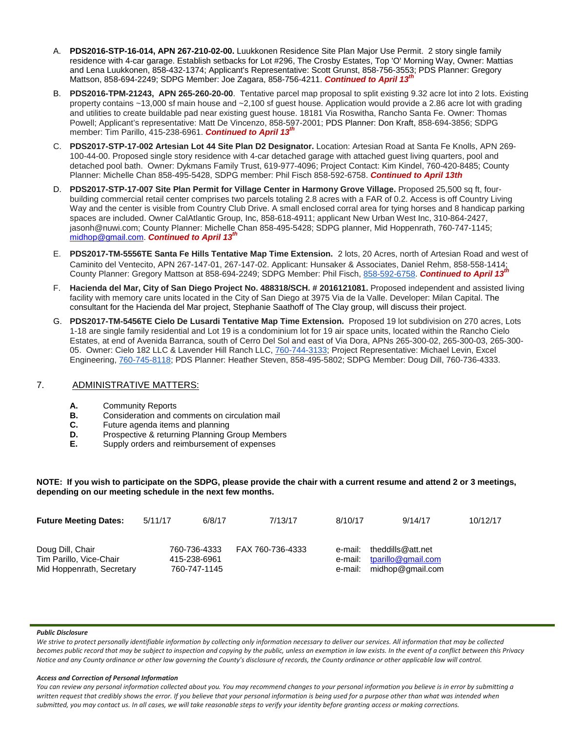A. **PDS2016-STP-16-014, APN 267-210-02-00.** Luukkonen Residence Site Plan Major Use Permit. 2 story single family residence with 4-car garage. Establish setbacks for Lot #296, The Crosby Estates, Top 'O' Morning Way, Owner: Mattias and Lena Luukkonen, 858-432-1374; Applicant's Representative: Scott Grunst, 858-756-3553; PDS Planner: Gregory Mattson, 858-694-2249; SDPG Member: Joe Zagara, 858-756-4211. ***Continued to April 13th***

B. **PDS2016-TPM-21243, APN 265-260-20-00**. Tentative parcel map proposal to split existing 9.32 acre lot into 2 lots. Existing property contains ~13,000 sf main house and ~2,100 sf guest house. Application would provide a 2.86 acre lot with grading and utilities to create buildable pad near existing guest house. 18181 Via Roswitha, Rancho Santa Fe. Owner: Thomas Powell; Applicant's representative: Matt De Vincenzo, 858-597-2001; PDS Planner: Don Kraft, 858-694-3856; SDPG member: Tim Parillo, 415-238-6961. ***Continued to April 13th***

C. **PDS2017-STP-17-002 Artesian Lot 44 Site Plan D2 Designator.** Location: Artesian Road at Santa Fe Knolls, APN 269-100-44-00. Proposed single story residence with 4-car detached garage with attached guest living quarters, pool and detached pool bath. Owner: Dykmans Family Trust, 619-977-4096; Project Contact: Kim Kindel, 760-420-8485; County Planner: Michelle Chan 858-495-5428, SDPG member: Phil Fisch 858-592-6758. ***Continued to April 13th***

D. **PDS2017-STP-17-007 Site Plan Permit for Village Center in Harmony Grove Village.** Proposed 25,500 sq ft, four-building commercial retail center comprises two parcels totaling 2.8 acres with a FAR of 0.2. Access is off Country Living Way and the center is visible from Country Club Drive. A small enclosed corral area for tying horses and 8 handicap parking spaces are included. Owner CalAtlantic Group, Inc, 858-618-4911; applicant New Urban West Inc, 310-864-2427, jasonh@nuwi.com; County Planner: Michelle Chan 858-495-5428; SDPG planner, Mid Hoppenrath, 760-747-1145; midhop@gmail.com. ***Continued to April 13th***

E. **PDS2017-TM-5556TE Santa Fe Hills Tentative Map Time Extension.** 2 lots, 20 Acres, north of Artesian Road and west of Caminito del Ventecito, APN 267-147-01, 267-147-02. Applicant: Hunsaker & Associates, Daniel Rehm, 858-558-1414; County Planner: Gregory Mattson at 858-694-2249; SDPG Member: Phil Fisch, 858-592-6758. ***Continued to April 13th***

F. **Hacienda del Mar, City of San Diego Project No. 488318/SCH. # 2016121081.** Proposed independent and assisted living facility with memory care units located in the City of San Diego at 3975 Via de la Valle. Developer: Milan Capital. The consultant for the Hacienda del Mar project, Stephanie Saathoff of The Clay group, will discuss their project.

G. **PDS2017-TM-5456TE Cielo De Lusardi Tentative Map Time Extension.** Proposed 19 lot subdivision on 270 acres, Lots 1-18 are single family residential and Lot 19 is a condominium lot for 19 air space units, located within the Rancho Cielo Estates, at end of Avenida Barranca, south of Cerro Del Sol and east of Via Dora, APNs 265-300-02, 265-300-03, 265-300-05. Owner: Cielo 182 LLC & Lavender Hill Ranch LLC, 760-744-3133; Project Representative: Michael Levin, Excel Engineering, 760-745-8118; PDS Planner: Heather Steven, 858-495-5802; SDPG Member: Doug Dill, 760-736-4333.

## 7. ADMINISTRATIVE MATTERS:

**A.** Community Reports
**B.** Consideration and comments on circulation mail
**C.** Future agenda items and planning
**D.** Prospective & returning Planning Group Members
**E.** Supply orders and reimbursement of expenses

**NOTE: If you wish to participate on the SDPG, please provide the chair with a current resume and attend 2 or 3 meetings, depending on our meeting schedule in the next few months.**

**Future Meeting Dates:** 5/11/17 6/8/17 7/13/17 8/10/17 9/14/17 10/12/17

| | | | |
|---|---|---|---|
| Doug Dill, Chair | 760-736-4333 | FAX 760-736-4333 | e-mail: theddills@att.net |
| Tim Parillo, Vice-Chair | 415-238-6961 | | e-mail: tparillo@gmail.com |
| Mid Hoppenrath, Secretary | 760-747-1145 | | e-mail: midhop@gmail.com |

***Public Disclosure***

*We strive to protect personally identifiable information by collecting only information necessary to deliver our services. All information that may be collected becomes public record that may be subject to inspection and copying by the public, unless an exemption in law exists. In the event of a conflict between this Privacy Notice and any County ordinance or other law governing the County's disclosure of records, the County ordinance or other applicable law will control.*

***Access and Correction of Personal Information***

*You can review any personal information collected about you. You may recommend changes to your personal information you believe is in error by submitting a written request that credibly shows the error. If you believe that your personal information is being used for a purpose other than what was intended when submitted, you may contact us. In all cases, we will take reasonable steps to verify your identity before granting access or making corrections.*